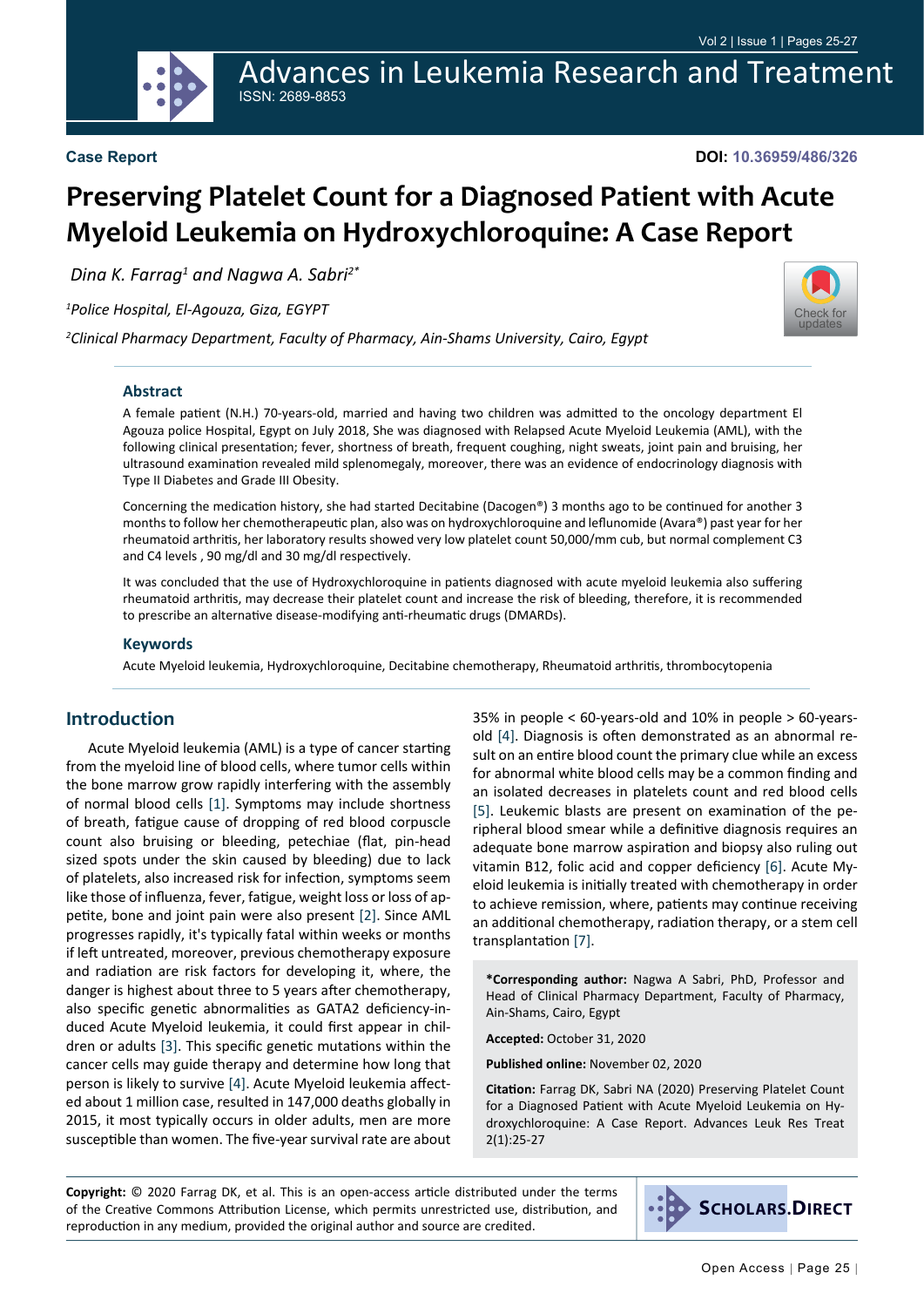**Case Report**

**DOI: 10.36959/486/326**

# Preserving Platelet Count for a Diagnosed Patient with Acute Myeloid Leukemia on Hydroxychloroquine: A Case Report

*Dina K. Farrag[1] and Nagwa A. Sabri[2*]*

*[1]Police Hospital, El-Agouza, Giza, EGYPT*

*[2]Clinical Pharmacy Department, Faculty of Pharmacy, Ain-Shams University, Cairo, Egypt*

## Abstract

A female patient (N.H.) 70-years-old, married and having two children was admitted to the oncology department El Agouza police Hospital, Egypt on July 2018, She was diagnosed with Relapsed Acute Myeloid Leukemia (AML), with the following clinical presentation; fever, shortness of breath, frequent coughing, night sweats, joint pain and bruising, her ultrasound examination revealed mild splenomegaly, moreover, there was an evidence of endocrinology diagnosis with Type II Diabetes and Grade III Obesity.

Concerning the medication history, she had started Decitabine (Dacogen®) 3 months ago to be continued for another 3 months to follow her chemotherapeutic plan, also was on hydroxychloroquine and leflunomide (Avara®) past year for her rheumatoid arthritis, her laboratory results showed very low platelet count 50,000/mm cub, but normal complement C3 and C4 levels , 90 mg/dl and 30 mg/dl respectively.

It was concluded that the use of Hydroxychloroquine in patients diagnosed with acute myeloid leukemia also suffering rheumatoid arthritis, may decrease their platelet count and increase the risk of bleeding, therefore, it is recommended to prescribe an alternative disease-modifying anti-rheumatic drugs (DMARDs).

## Keywords

Acute Myeloid leukemia, Hydroxychloroquine, Decitabine chemotherapy, Rheumatoid arthritis, thrombocytopenia

## Introduction

Acute Myeloid leukemia (AML) is a type of cancer starting from the myeloid line of blood cells, where tumor cells within the bone marrow grow rapidly interfering with the assembly of normal blood cells [1]. Symptoms may include shortness of breath, fatigue cause of dropping of red blood corpuscle count also bruising or bleeding, petechiae (flat, pin-head sized spots under the skin caused by bleeding) due to lack of platelets, also increased risk for infection, symptoms seem like those of influenza, fever, fatigue, weight loss or loss of appetite, bone and joint pain were also present [2]. Since AML progresses rapidly, it's typically fatal within weeks or months if left untreated, moreover, previous chemotherapy exposure and radiation are risk factors for developing it, where, the danger is highest about three to 5 years after chemotherapy, also specific genetic abnormalities as GATA2 deficiency-induced Acute Myeloid leukemia, it could first appear in children or adults [3]. This specific genetic mutations within the cancer cells may guide therapy and determine how long that person is likely to survive [4]. Acute Myeloid leukemia affected about 1 million case, resulted in 147,000 deaths globally in 2015, it most typically occurs in older adults, men are more susceptible than women. The five-year survival rate are about 35% in people < 60-years-old and 10% in people > 60-years-old [4]. Diagnosis is often demonstrated as an abnormal result on an entire blood count the primary clue while an excess for abnormal white blood cells may be a common finding and an isolated decreases in platelets count and red blood cells [5]. Leukemic blasts are present on examination of the peripheral blood smear while a definitive diagnosis requires an adequate bone marrow aspiration and biopsy also ruling out vitamin B12, folic acid and copper deficiency [6]. Acute Myeloid leukemia is initially treated with chemotherapy in order to achieve remission, where, patients may continue receiving an additional chemotherapy, radiation therapy, or a stem cell transplantation [7].

***Corresponding author:** Nagwa A Sabri, PhD, Professor and Head of Clinical Pharmacy Department, Faculty of Pharmacy, Ain-Shams, Cairo, Egypt

**Accepted:** October 31, 2020

**Published online:** November 02, 2020

**Citation:** Farrag DK, Sabri NA (2020) Preserving Platelet Count for a Diagnosed Patient with Acute Myeloid Leukemia on Hydroxychloroquine: A Case Report. Advances Leuk Res Treat 2(1):25-27

**Copyright:** © 2020 Farrag DK, et al. This is an open-access article distributed under the terms of the Creative Commons Attribution License, which permits unrestricted use, distribution, and reproduction in any medium, provided the original author and source are credited.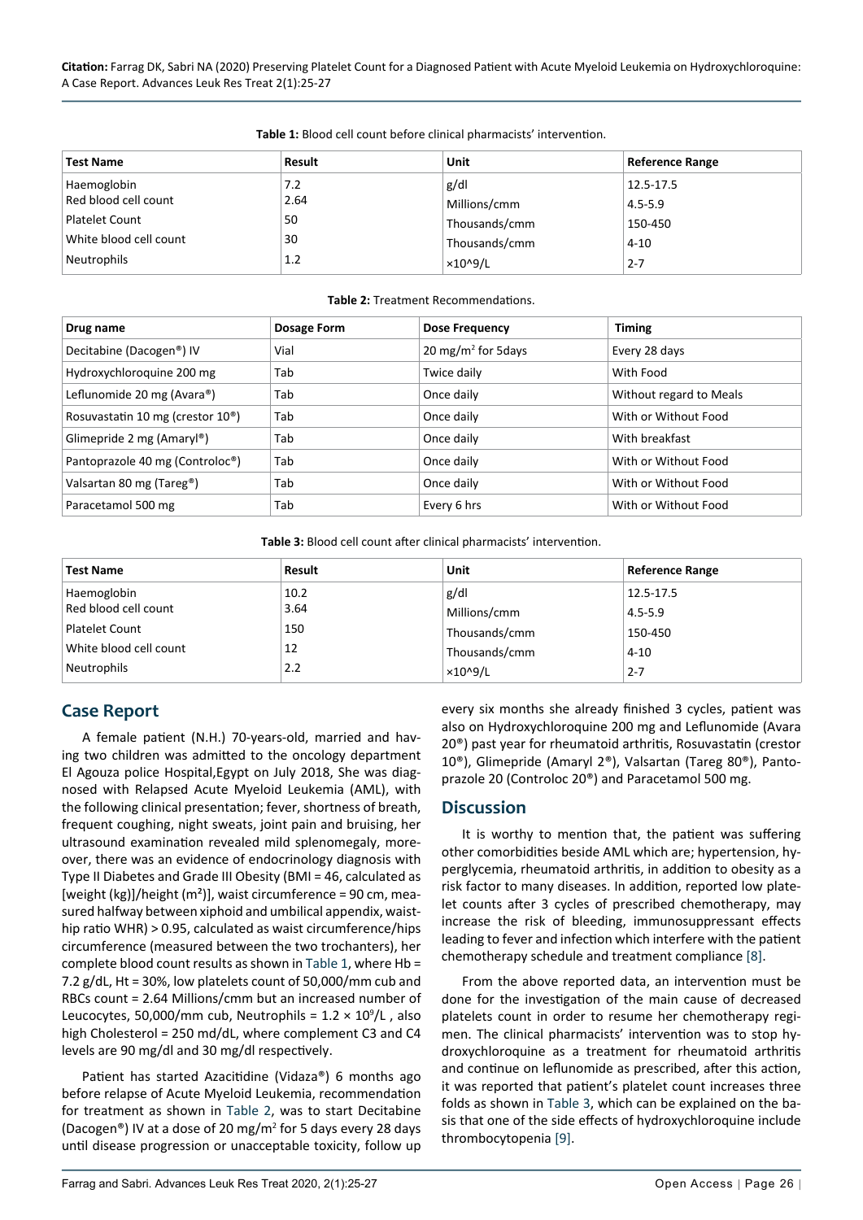**Table 1:** Blood cell count before clinical pharmacists' intervention.

| Test Name | Result | Unit | Reference Range |
|---|---|---|---|
| Haemoglobin | 7.2 | g/dl | 12.5-17.5 |
| Red blood cell count | 2.64 | Millions/cmm | 4.5-5.9 |
| Platelet Count | 50 | Thousands/cmm | 150-450 |
| White blood cell count | 30 | Thousands/cmm | 4-10 |
| Neutrophils | 1.2 | ×10^9/L | 2-7 |

**Table 2:** Treatment Recommendations.

| Drug name | Dosage Form | Dose Frequency | Timing |
|---|---|---|---|
| Decitabine (Dacogen®) IV | Vial | 20 mg/m² for 5days | Every 28 days |
| Hydroxychloroquine 200 mg | Tab | Twice daily | With Food |
| Leflunomide 20 mg (Avara®) | Tab | Once daily | Without regard to Meals |
| Rosuvastatin 10 mg (crestor 10®) | Tab | Once daily | With or Without Food |
| Glimepride 2 mg (Amaryl®) | Tab | Once daily | With breakfast |
| Pantoprazole 40 mg (Controloc®) | Tab | Once daily | With or Without Food |
| Valsartan 80 mg (Tareg®) | Tab | Once daily | With or Without Food |
| Paracetamol 500 mg | Tab | Every 6 hrs | With or Without Food |

**Table 3:** Blood cell count after clinical pharmacists' intervention.

| Test Name | Result | Unit | Reference Range |
|---|---|---|---|
| Haemoglobin | 10.2 | g/dl | 12.5-17.5 |
| Red blood cell count | 3.64 | Millions/cmm | 4.5-5.9 |
| Platelet Count | 150 | Thousands/cmm | 150-450 |
| White blood cell count | 12 | Thousands/cmm | 4-10 |
| Neutrophils | 2.2 | ×10^9/L | 2-7 |

## Case Report

A female patient (N.H.) 70-years-old, married and having two children was admitted to the oncology department El Agouza police Hospital,Egypt on July 2018, She was diagnosed with Relapsed Acute Myeloid Leukemia (AML), with the following clinical presentation; fever, shortness of breath, frequent coughing, night sweats, joint pain and bruising, her ultrasound examination revealed mild splenomegaly, moreover, there was an evidence of endocrinology diagnosis with Type II Diabetes and Grade III Obesity (BMI = 46, calculated as [weight (kg)]/height (m²)], waist circumference = 90 cm, measured halfway between xiphoid and umbilical appendix, waist-hip ratio WHR) > 0.95, calculated as waist circumference/hips circumference (measured between the two trochanters), her complete blood count results as shown in Table 1, where Hb = 7.2 g/dL, Ht = 30%, low platelets count of 50,000/mm cub and RBCs count = 2.64 Millions/cmm but an increased number of Leucocytes, 50,000/mm cub, Neutrophils = $1.2 \times 10^9$/L , also high Cholesterol = 250 md/dL, where complement C3 and C4 levels are 90 mg/dl and 30 mg/dl respectively.

Patient has started Azacitidine (Vidaza®) 6 months ago before relapse of Acute Myeloid Leukemia, recommendation for treatment as shown in Table 2, was to start Decitabine (Dacogen®) IV at a dose of 20 mg/m² for 5 days every 28 days until disease progression or unacceptable toxicity, follow up every six months she already finished 3 cycles, patient was also on Hydroxychloroquine 200 mg and Leflunomide (Avara 20®) past year for rheumatoid arthritis, Rosuvastatin (crestor 10®), Glimepride (Amaryl 2®), Valsartan (Tareg 80®), Pantoprazole 20 (Controloc 20®) and Paracetamol 500 mg.

## Discussion

It is worthy to mention that, the patient was suffering other comorbidities beside AML which are; hypertension, hyperglycemia, rheumatoid arthritis, in addition to obesity as a risk factor to many diseases. In addition, reported low platelet counts after 3 cycles of prescribed chemotherapy, may increase the risk of bleeding, immunosuppressant effects leading to fever and infection which interfere with the patient chemotherapy schedule and treatment compliance [8].

From the above reported data, an intervention must be done for the investigation of the main cause of decreased platelets count in order to resume her chemotherapy regimen. The clinical pharmacists' intervention was to stop hydroxychloroquine as a treatment for rheumatoid arthritis and continue on leflunomide as prescribed, after this action, it was reported that patient's platelet count increases three folds as shown in Table 3, which can be explained on the basis that one of the side effects of hydroxychloroquine include thrombocytopenia [9].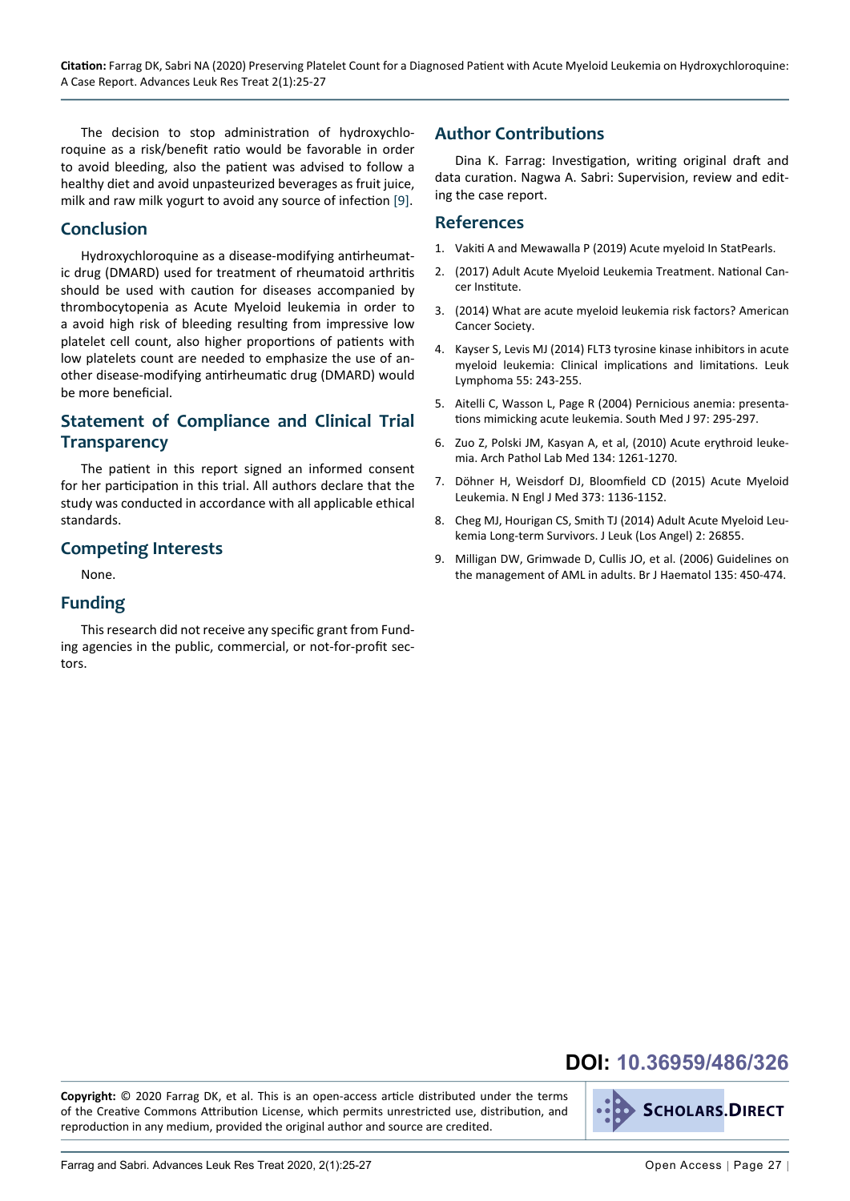The decision to stop administration of hydroxychloroquine as a risk/benefit ratio would be favorable in order to avoid bleeding, also the patient was advised to follow a healthy diet and avoid unpasteurized beverages as fruit juice, milk and raw milk yogurt to avoid any source of infection [9].

## Conclusion

Hydroxychloroquine as a disease-modifying antirheumatic drug (DMARD) used for treatment of rheumatoid arthritis should be used with caution for diseases accompanied by thrombocytopenia as Acute Myeloid leukemia in order to a avoid high risk of bleeding resulting from impressive low platelet cell count, also higher proportions of patients with low platelets count are needed to emphasize the use of another disease-modifying antirheumatic drug (DMARD) would be more beneficial.

## Statement of Compliance and Clinical Trial Transparency

The patient in this report signed an informed consent for her participation in this trial. All authors declare that the study was conducted in accordance with all applicable ethical standards.

## Competing Interests

None.

## Funding

This research did not receive any specific grant from Funding agencies in the public, commercial, or not-for-profit sectors.

## Author Contributions

Dina K. Farrag: Investigation, writing original draft and data curation. Nagwa A. Sabri: Supervision, review and editing the case report.

## References

1. Vakiti A and Mewawalla P (2019) Acute myeloid In StatPearls.
2. (2017) Adult Acute Myeloid Leukemia Treatment. National Cancer Institute.
3. (2014) What are acute myeloid leukemia risk factors? American Cancer Society.
4. Kayser S, Levis MJ (2014) FLT3 tyrosine kinase inhibitors in acute myeloid leukemia: Clinical implications and limitations. Leuk Lymphoma 55: 243-255.
5. Aitelli C, Wasson L, Page R (2004) Pernicious anemia: presentations mimicking acute leukemia. South Med J 97: 295-297.
6. Zuo Z, Polski JM, Kasyan A, et al, (2010) Acute erythroid leukemia. Arch Pathol Lab Med 134: 1261-1270.
7. Döhner H, Weisdorf DJ, Bloomfield CD (2015) Acute Myeloid Leukemia. N Engl J Med 373: 1136-1152.
8. Cheg MJ, Hourigan CS, Smith TJ (2014) Adult Acute Myeloid Leukemia Long-term Survivors. J Leuk (Los Angel) 2: 26855.
9. Milligan DW, Grimwade D, Cullis JO, et al. (2006) Guidelines on the management of AML in adults. Br J Haematol 135: 450-474.

**DOI: 10.36959/486/326**

**Copyright:** © 2020 Farrag DK, et al. This is an open-access article distributed under the terms of the Creative Commons Attribution License, which permits unrestricted use, distribution, and reproduction in any medium, provided the original author and source are credited.